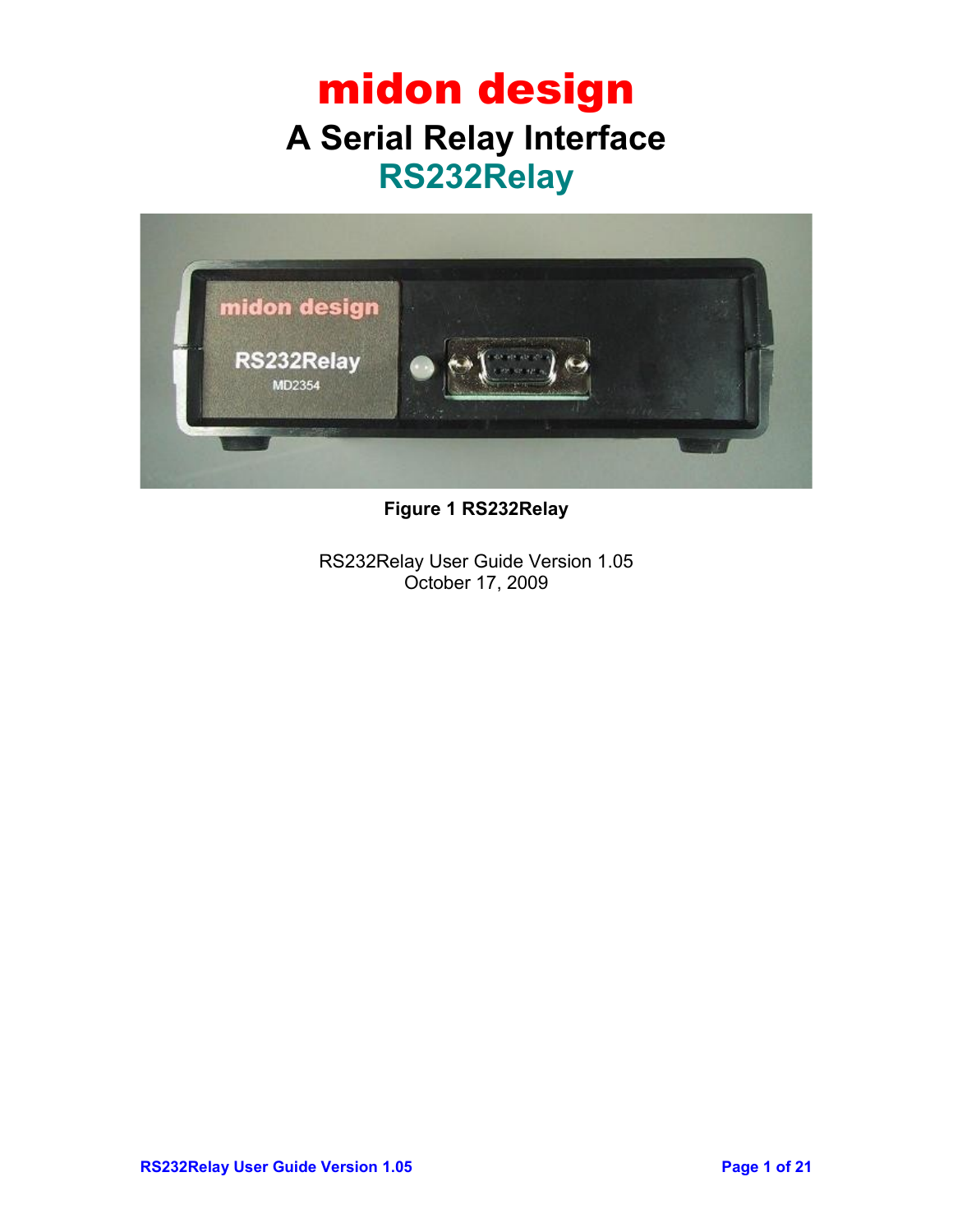# midon design

# A Serial Relay Interface

# RS232Relay

**Figure 1 RS232Relay**

RS232Relay User Guide Version 1.05
October 17, 2009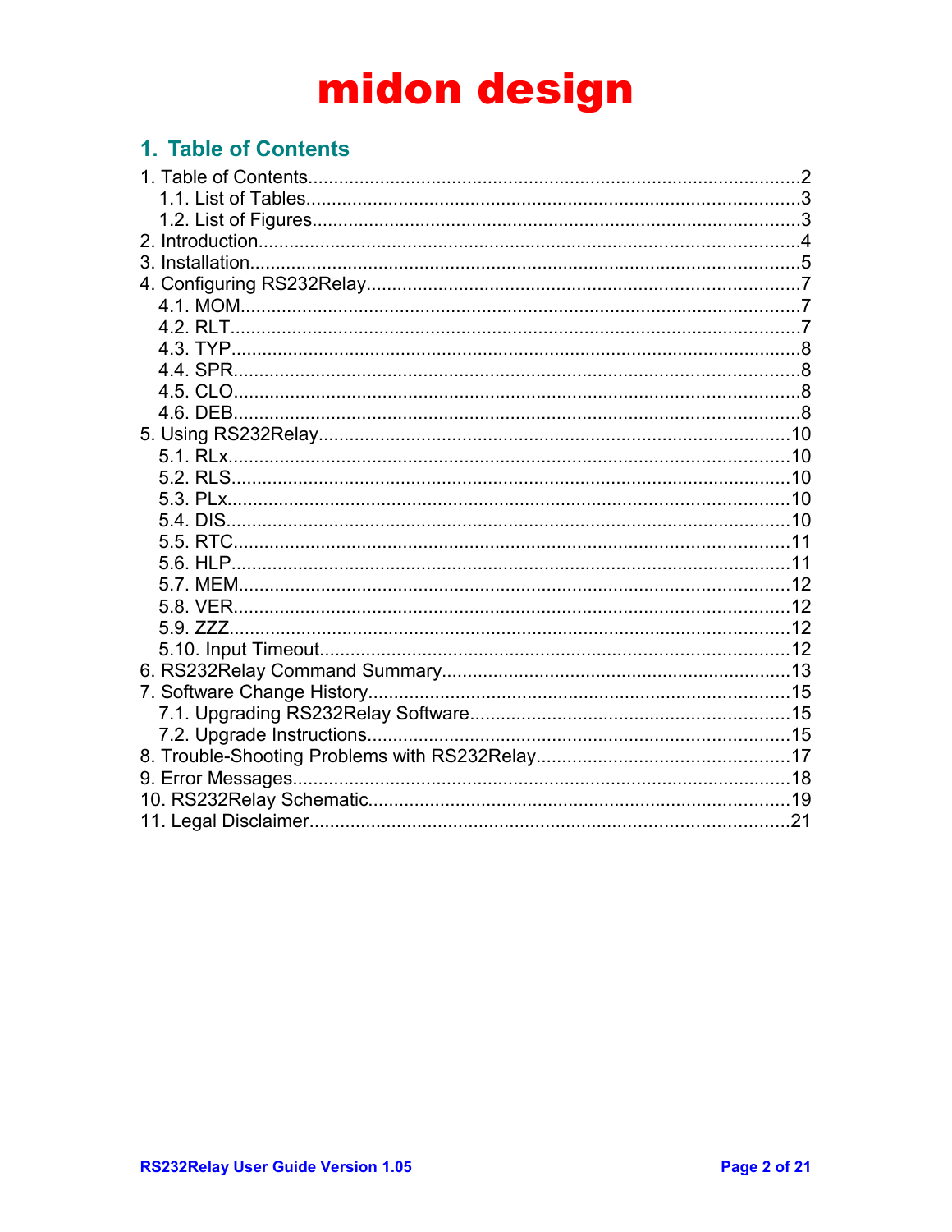# midon design

## 1. Table of Contents

1. Table of Contents.....2
   - 1.1. List of Tables.....3
   - 1.2. List of Figures.....3
2. Introduction.....4
3. Installation.....5
4. Configuring RS232Relay.....7
   - 4.1. MOM.....7
   - 4.2. RLT.....7
   - 4.3. TYP.....8
   - 4.4. SPR.....8
   - 4.5. CLO.....8
   - 4.6. DEB.....8
5. Using RS232Relay.....10
   - 5.1. RLx.....10
   - 5.2. RLS.....10
   - 5.3. PLx.....10
   - 5.4. DIS.....10
   - 5.5. RTC.....11
   - 5.6. HLP.....11
   - 5.7. MEM.....12
   - 5.8. VER.....12
   - 5.9. ZZZ.....12
   - 5.10. Input Timeout.....12
6. RS232Relay Command Summary.....13
7. Software Change History.....15
   - 7.1. Upgrading RS232Relay Software.....15
   - 7.2. Upgrade Instructions.....15
8. Trouble-Shooting Problems with RS232Relay.....17
9. Error Messages.....18
10. RS232Relay Schematic.....19
11. Legal Disclaimer.....21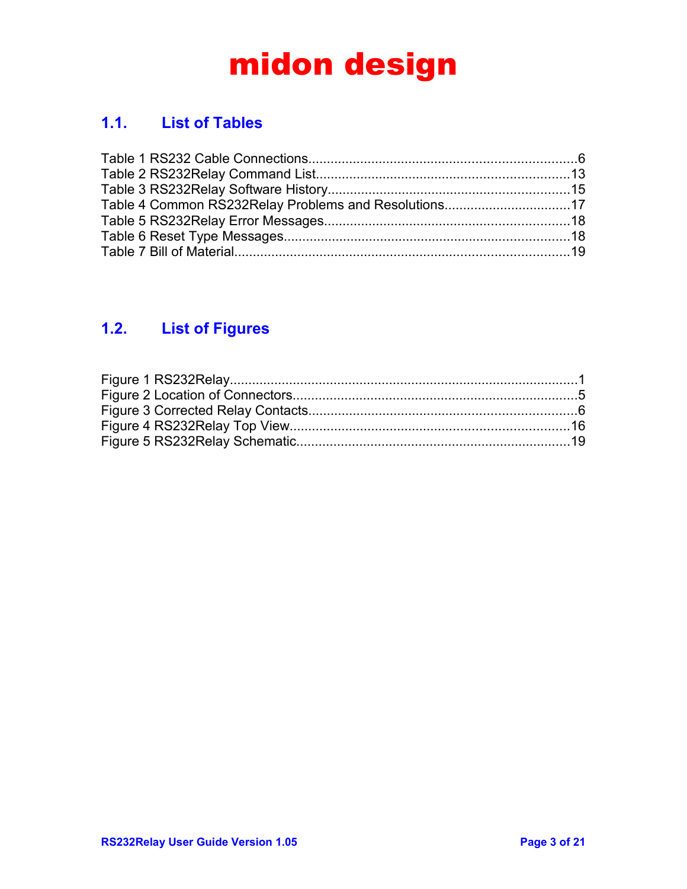## 1.1. List of Tables

Table 1 RS232 Cable Connections.......................................................................6
Table 2 RS232Relay Command List...................................................................13
Table 3 RS232Relay Software History................................................................15
Table 4 Common RS232Relay Problems and Resolutions.................................17
Table 5 RS232Relay Error Messages.................................................................18
Table 6 Reset Type Messages............................................................................18
Table 7 Bill of Material.........................................................................................19

## 1.2. List of Figures

Figure 1 RS232Relay.............................................................................................1
Figure 2 Location of Connectors............................................................................5
Figure 3 Corrected Relay Contacts........................................................................6
Figure 4 RS232Relay Top View...........................................................................16
Figure 5 RS232Relay Schematic.........................................................................19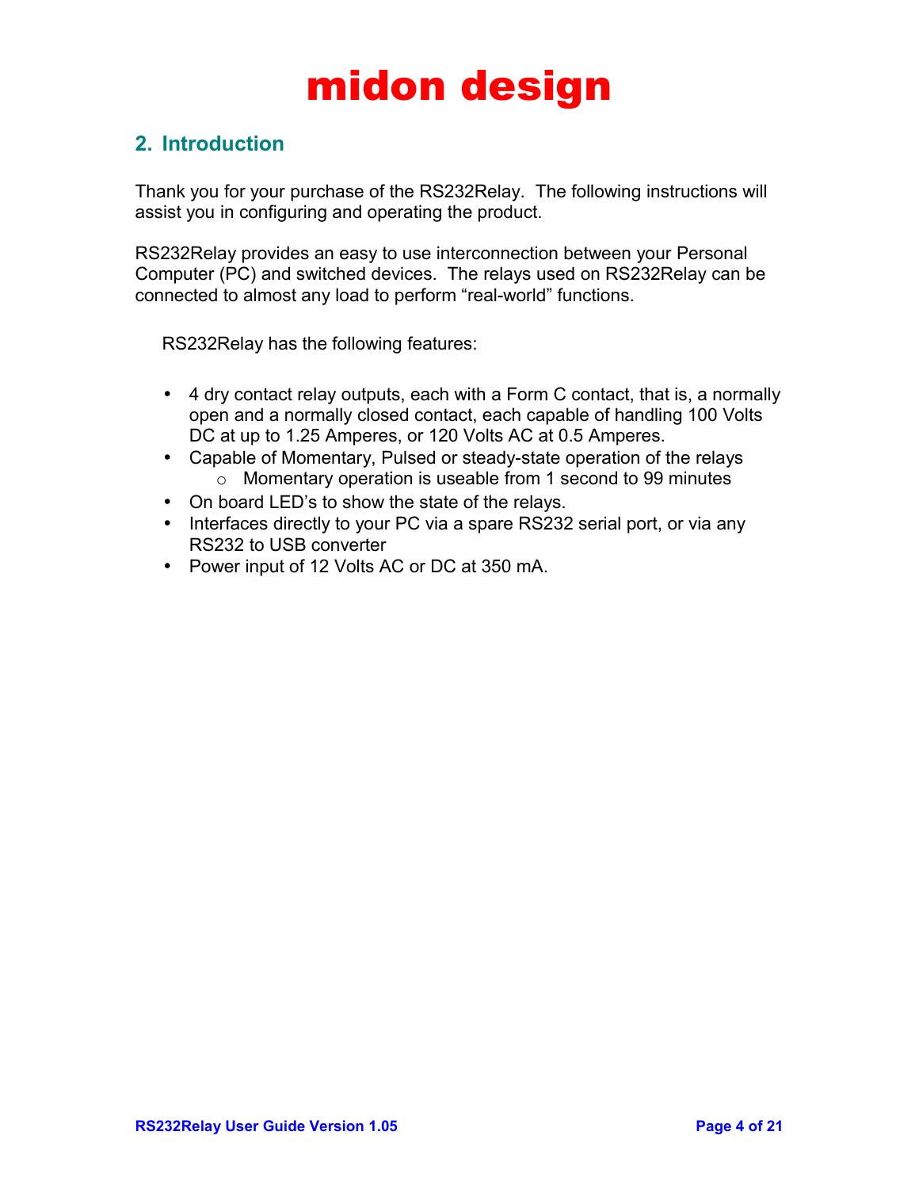## 2. Introduction

Thank you for your purchase of the RS232Relay. The following instructions will assist you in configuring and operating the product.

RS232Relay provides an easy to use interconnection between your Personal Computer (PC) and switched devices. The relays used on RS232Relay can be connected to almost any load to perform “real-world” functions.

RS232Relay has the following features:

- 4 dry contact relay outputs, each with a Form C contact, that is, a normally open and a normally closed contact, each capable of handling 100 Volts DC at up to 1.25 Amperes, or 120 Volts AC at 0.5 Amperes.
- Capable of Momentary, Pulsed or steady-state operation of the relays
  - Momentary operation is useable from 1 second to 99 minutes
- On board LED’s to show the state of the relays.
- Interfaces directly to your PC via a spare RS232 serial port, or via any RS232 to USB converter
- Power input of 12 Volts AC or DC at 350 mA.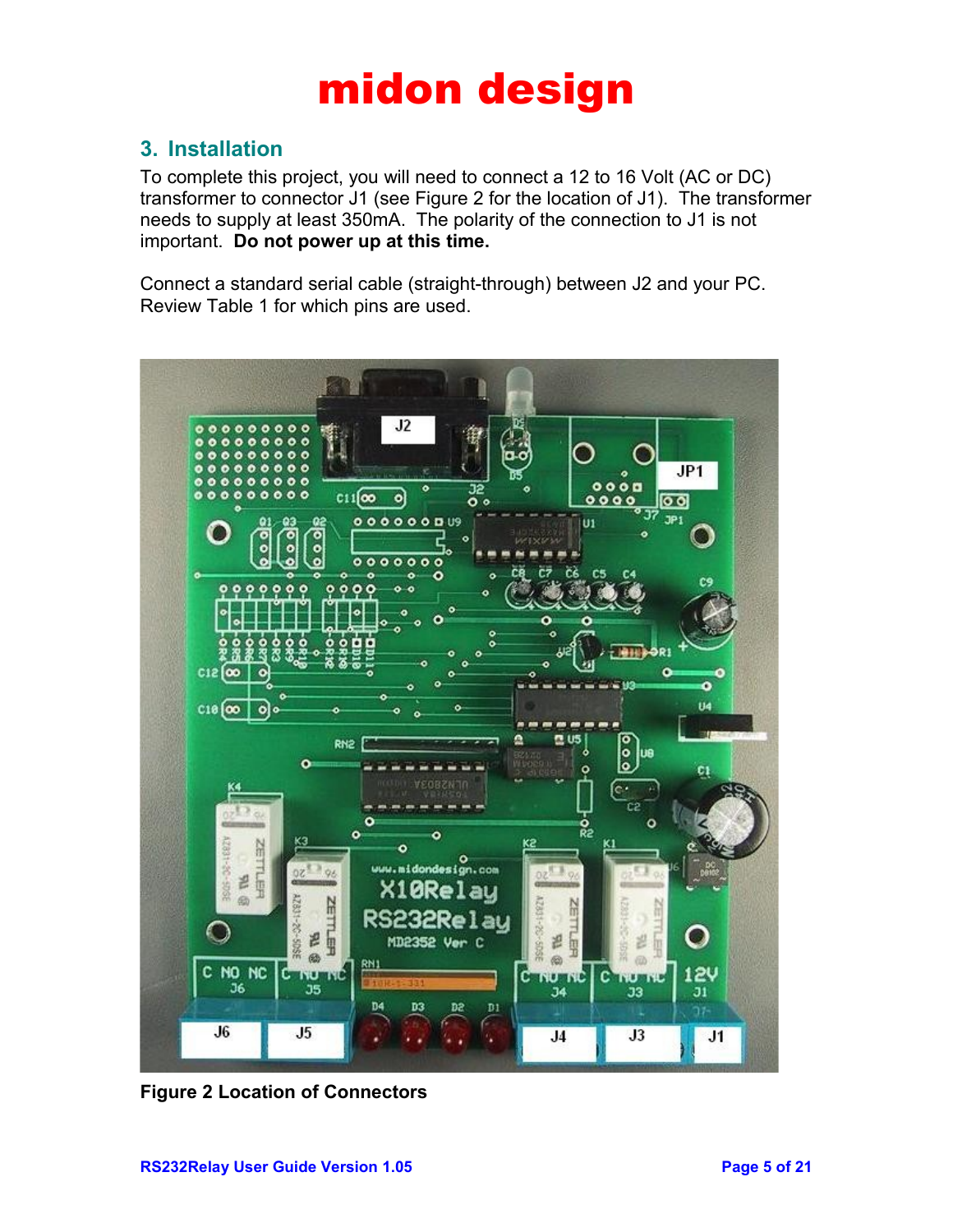## 3. Installation

To complete this project, you will need to connect a 12 to 16 Volt (AC or DC) transformer to connector J1 (see Figure 2 for the location of J1). The transformer needs to supply at least 350mA. The polarity of the connection to J1 is not important. **Do not power up at this time.**

Connect a standard serial cable (straight-through) between J2 and your PC. Review Table 1 for which pins are used.

**Figure 2 Location of Connectors**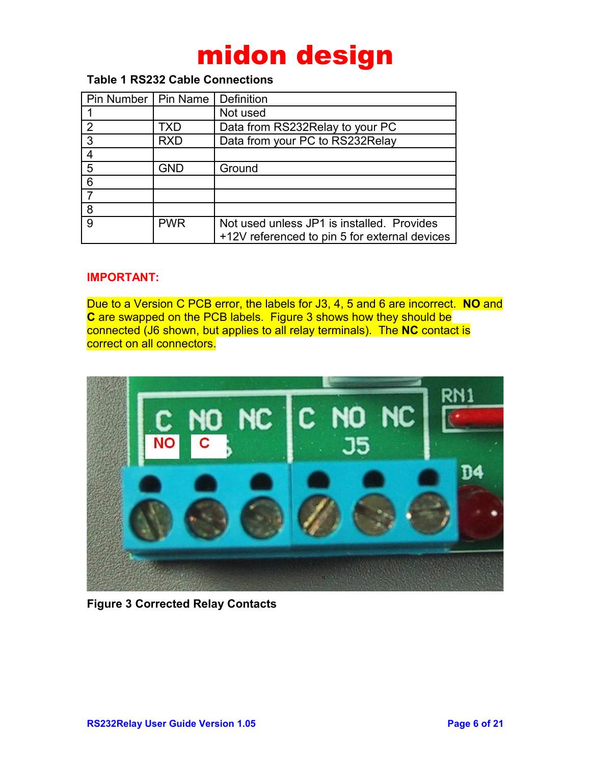**Table 1 RS232 Cable Connections**

| Pin Number | Pin Name | Definition |
|---|---|---|
| 1 | | Not used |
| 2 | TXD | Data from RS232Relay to your PC |
| 3 | RXD | Data from your PC to RS232Relay |
| 4 | | |
| 5 | GND | Ground |
| 6 | | |
| 7 | | |
| 8 | | |
| 9 | PWR | Not used unless JP1 is installed. Provides +12V referenced to pin 5 for external devices |

**IMPORTANT:**

Due to a Version C PCB error, the labels for J3, 4, 5 and 6 are incorrect. **NO** and **C** are swapped on the PCB labels. Figure 3 shows how they should be connected (J6 shown, but applies to all relay terminals). The **NC** contact is correct on all connectors.

**Figure 3 Corrected Relay Contacts**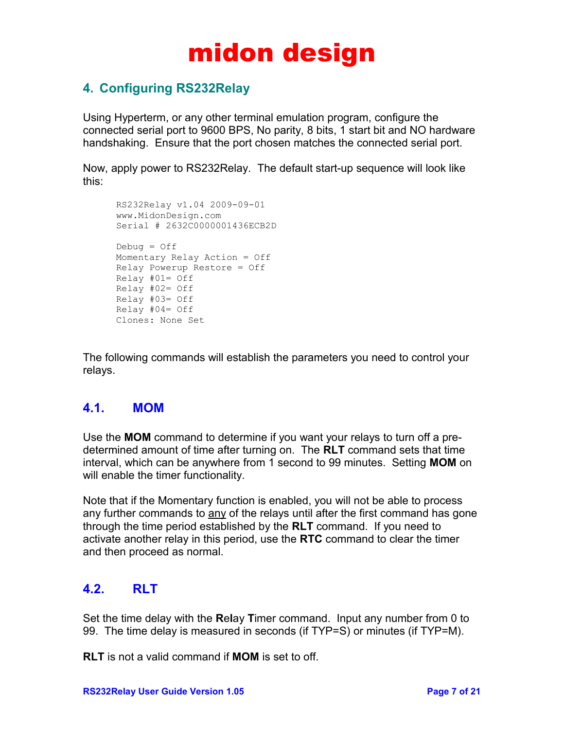# midon design

## 4. Configuring RS232Relay

Using Hyperterm, or any other terminal emulation program, configure the connected serial port to 9600 BPS, No parity, 8 bits, 1 start bit and NO hardware handshaking. Ensure that the port chosen matches the connected serial port.

Now, apply power to RS232Relay. The default start-up sequence will look like this:

```
RS232Relay v1.04 2009-09-01
www.MidonDesign.com
Serial # 2632C0000001436ECB2D

Debug = Off
Momentary Relay Action = Off
Relay Powerup Restore = Off
Relay #01= Off
Relay #02= Off
Relay #03= Off
Relay #04= Off
Clones: None Set
```

The following commands will establish the parameters you need to control your relays.

### 4.1. MOM

Use the **MOM** command to determine if you want your relays to turn off a pre-determined amount of time after turning on. The **RLT** command sets that time interval, which can be anywhere from 1 second to 99 minutes. Setting **MOM** on will enable the timer functionality.

Note that if the Momentary function is enabled, you will not be able to process any further commands to any of the relays until after the first command has gone through the time period established by the **RLT** command. If you need to activate another relay in this period, use the **RTC** command to clear the timer and then proceed as normal.

### 4.2. RLT

Set the time delay with the **Re**l**a**y **T**imer command. Input any number from 0 to 99. The time delay is measured in seconds (if TYP=S) or minutes (if TYP=M).

**RLT** is not a valid command if **MOM** is set to off.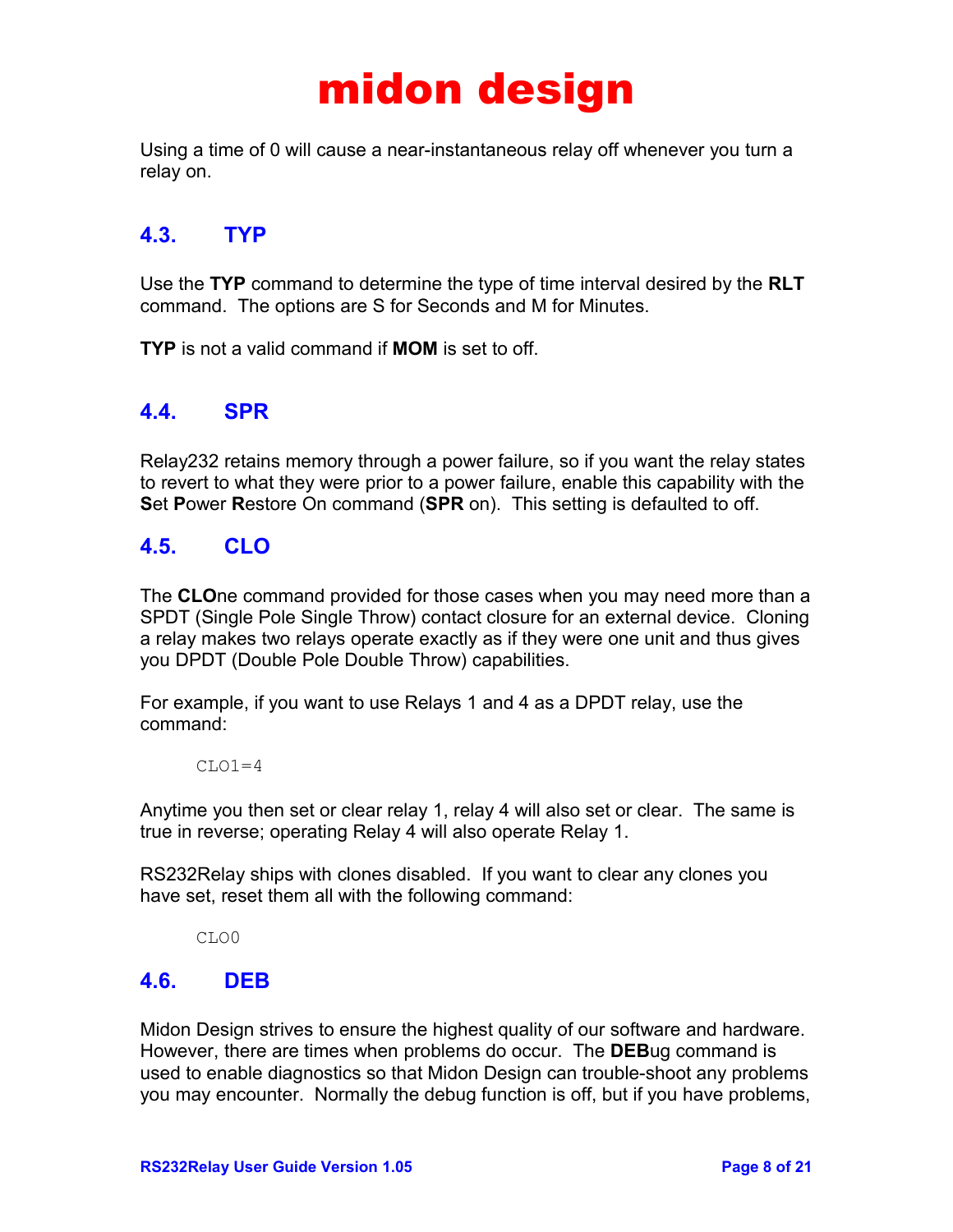Using a time of 0 will cause a near-instantaneous relay off whenever you turn a relay on.

## 4.3. TYP

Use the **TYP** command to determine the type of time interval desired by the **RLT** command. The options are S for Seconds and M for Minutes.

**TYP** is not a valid command if **MOM** is set to off.

## 4.4. SPR

Relay232 retains memory through a power failure, so if you want the relay states to revert to what they were prior to a power failure, enable this capability with the **S**et **P**ower **R**estore On command (**SPR** on). This setting is defaulted to off.

## 4.5. CLO

The **CLO**ne command provided for those cases when you may need more than a SPDT (Single Pole Single Throw) contact closure for an external device. Cloning a relay makes two relays operate exactly as if they were one unit and thus gives you DPDT (Double Pole Double Throw) capabilities.

For example, if you want to use Relays 1 and 4 as a DPDT relay, use the command:

```
CLO1=4
```

Anytime you then set or clear relay 1, relay 4 will also set or clear. The same is true in reverse; operating Relay 4 will also operate Relay 1.

RS232Relay ships with clones disabled. If you want to clear any clones you have set, reset them all with the following command:

```
CLO0
```

## 4.6. DEB

Midon Design strives to ensure the highest quality of our software and hardware. However, there are times when problems do occur. The **DEB**ug command is used to enable diagnostics so that Midon Design can trouble-shoot any problems you may encounter. Normally the debug function is off, but if you have problems,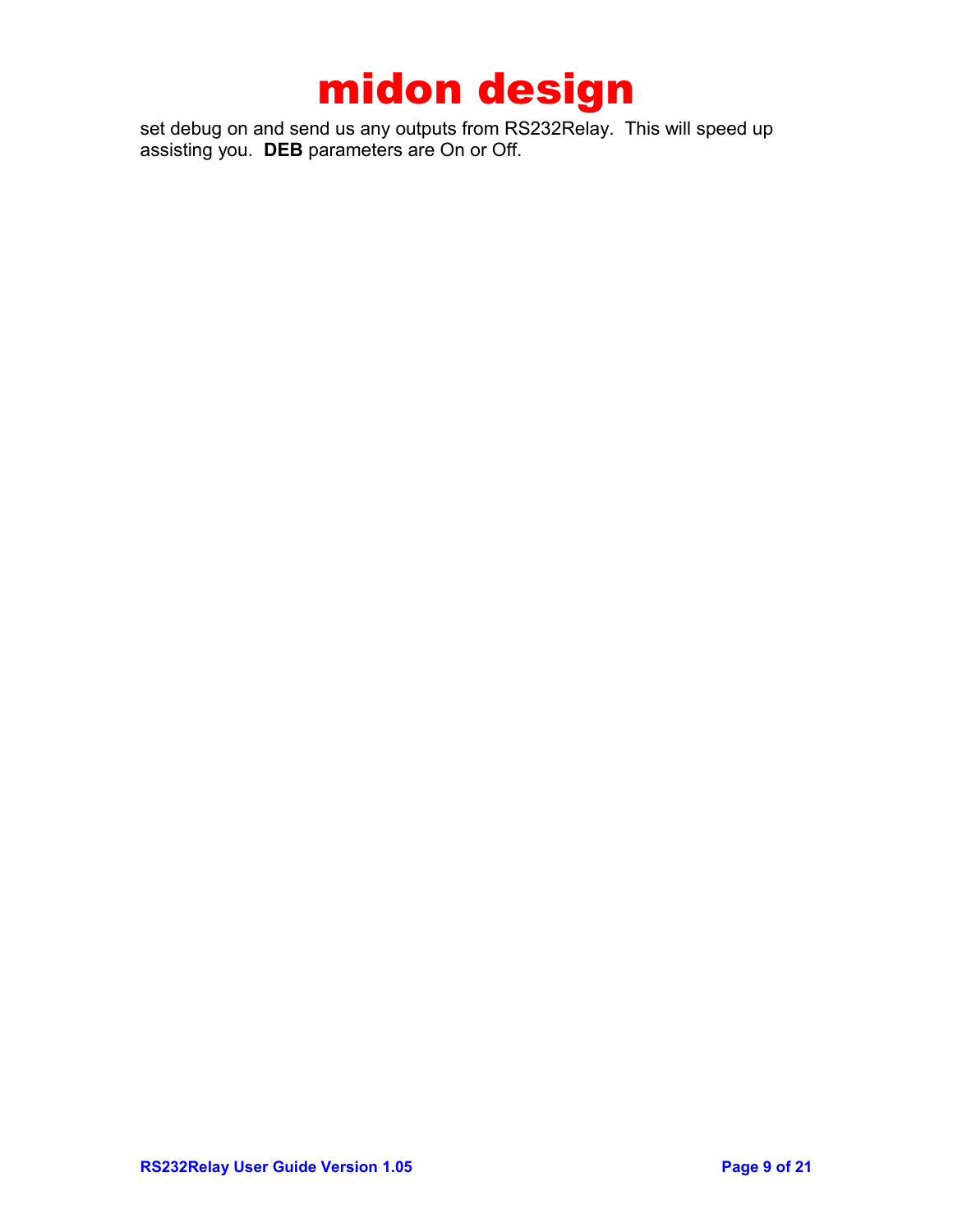set debug on and send us any outputs from RS232Relay. This will speed up assisting you. **DEB** parameters are On or Off.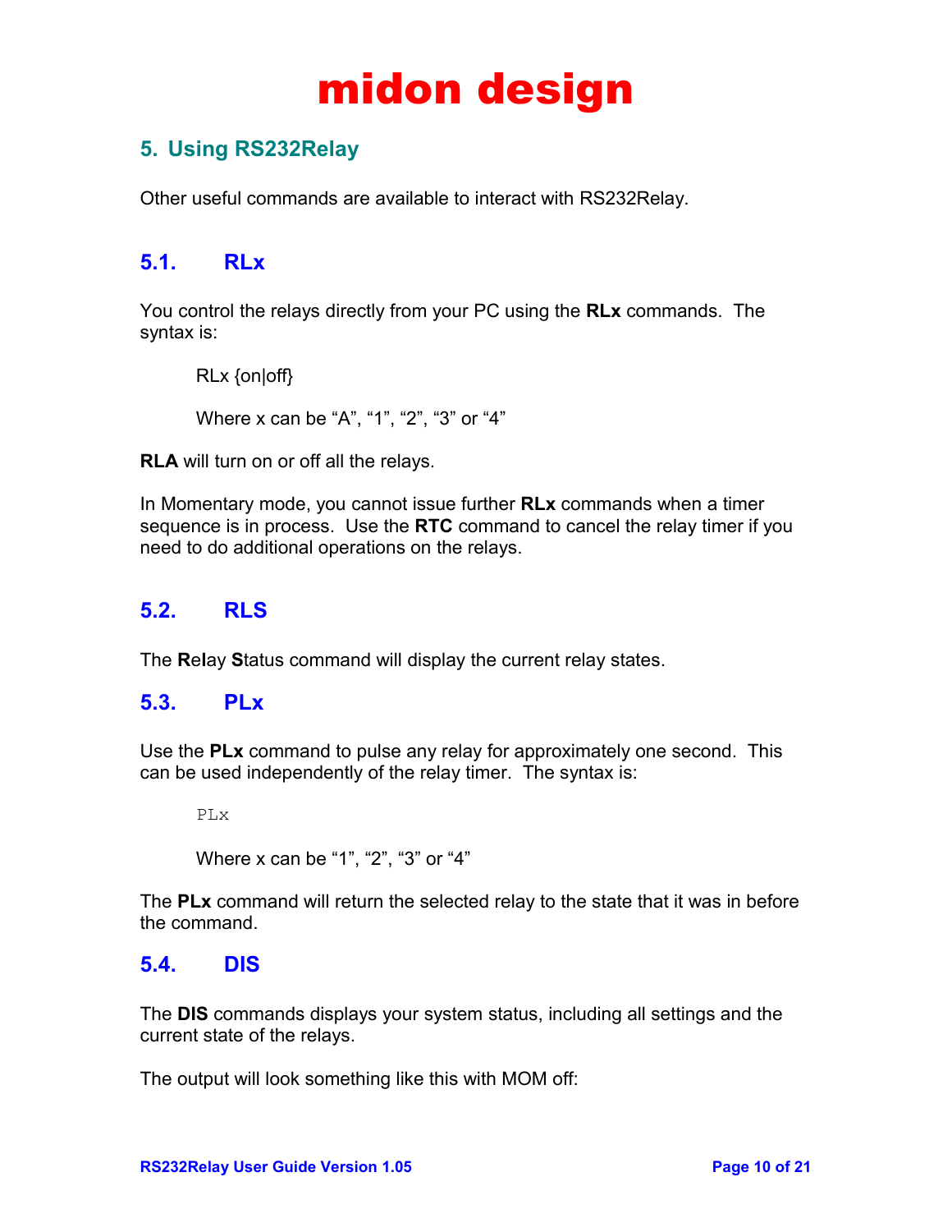# midon design

## 5. Using RS232Relay

Other useful commands are available to interact with RS232Relay.

### 5.1. RLx

You control the relays directly from your PC using the **RLx** commands. The syntax is:

> RLx {on|off}
>
> Where x can be "A", "1", "2", "3" or "4"

**RLA** will turn on or off all the relays.

In Momentary mode, you cannot issue further **RLx** commands when a timer sequence is in process. Use the **RTC** command to cancel the relay timer if you need to do additional operations on the relays.

### 5.2. RLS

The **R**e**l**ay **S**tatus command will display the current relay states.

### 5.3. PLx

Use the **PLx** command to pulse any relay for approximately one second. This can be used independently of the relay timer. The syntax is:

```
PLx
```

> Where x can be "1", "2", "3" or "4"

The **PLx** command will return the selected relay to the state that it was in before the command.

### 5.4. DIS

The **DIS** commands displays your system status, including all settings and the current state of the relays.

The output will look something like this with MOM off: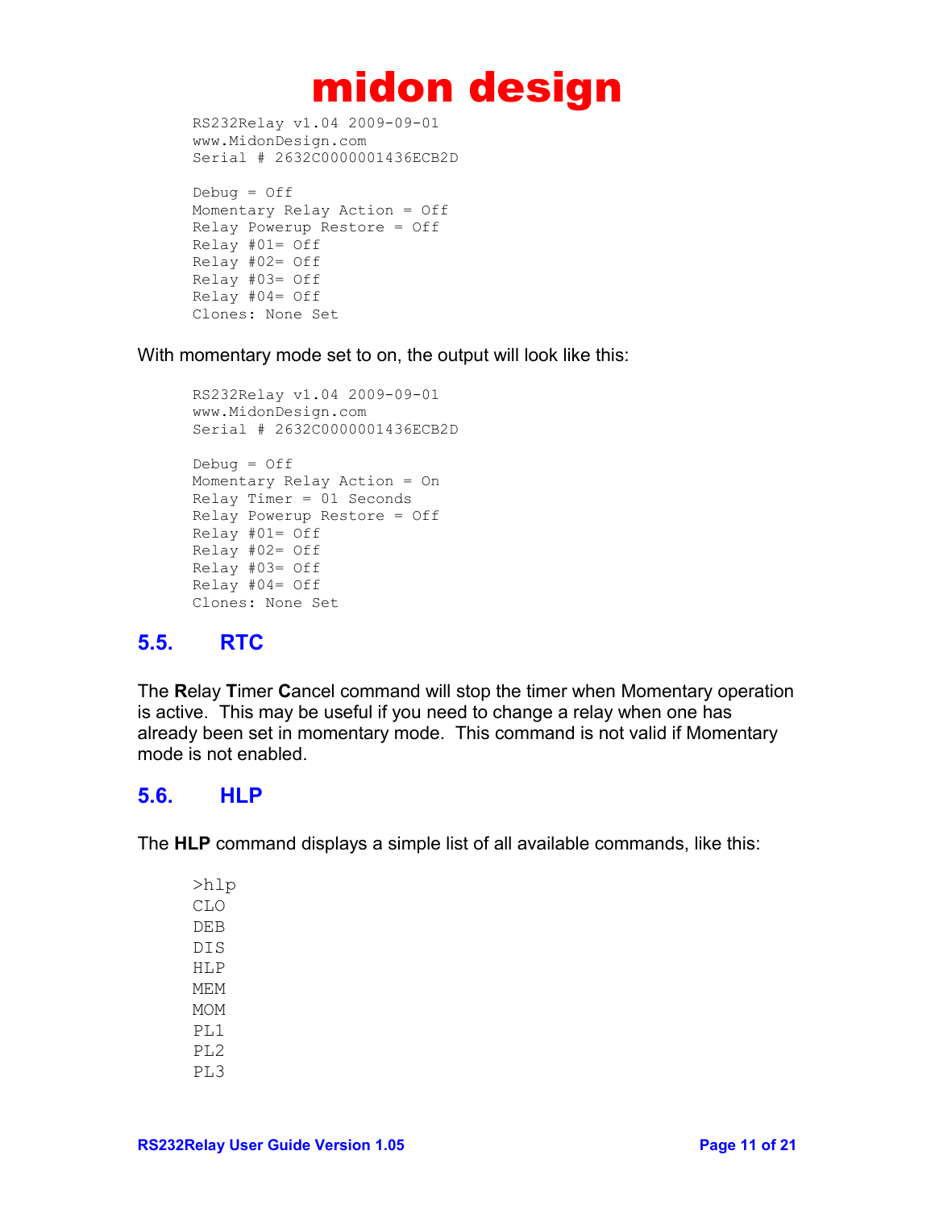```
RS232Relay v1.04 2009-09-01
www.MidonDesign.com
Serial # 2632C0000001436ECB2D

Debug = Off
Momentary Relay Action = Off
Relay Powerup Restore = Off
Relay #01= Off
Relay #02= Off
Relay #03= Off
Relay #04= Off
Clones: None Set
```

With momentary mode set to on, the output will look like this:

```
RS232Relay v1.04 2009-09-01
www.MidonDesign.com
Serial # 2632C0000001436ECB2D

Debug = Off
Momentary Relay Action = On
Relay Timer = 01 Seconds
Relay Powerup Restore = Off
Relay #01= Off
Relay #02= Off
Relay #03= Off
Relay #04= Off
Clones: None Set
```

## 5.5. RTC

The **R**elay **T**imer **C**ancel command will stop the timer when Momentary operation is active. This may be useful if you need to change a relay when one has already been set in momentary mode. This command is not valid if Momentary mode is not enabled.

## 5.6. HLP

The **HLP** command displays a simple list of all available commands, like this:

```
>hlp
CLO
DEB
DIS
HLP
MEM
MOM
PL1
PL2
PL3
```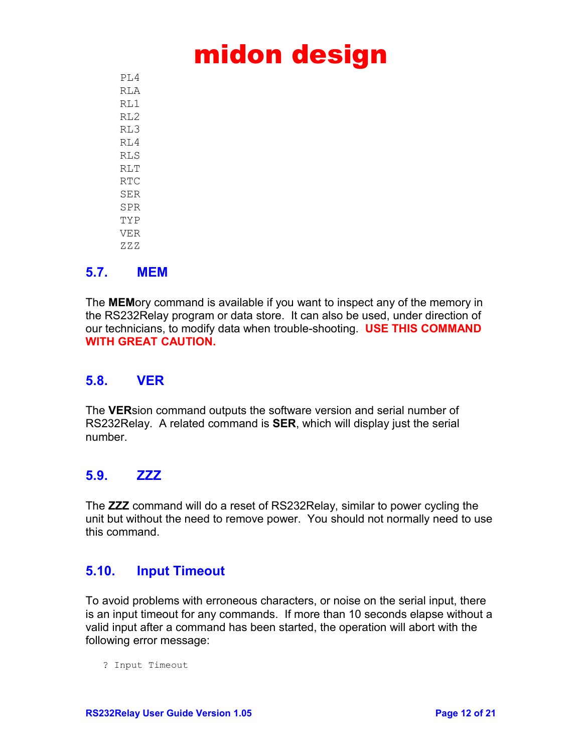```
PL4
RLA
RL1
RL2
RL3
RL4
RLS
RLT
RTC
SER
SPR
TYP
VER
ZZZ
```

## 5.7. MEM

The **MEM**ory command is available if you want to inspect any of the memory in the RS232Relay program or data store. It can also be used, under direction of our technicians, to modify data when trouble-shooting. **USE THIS COMMAND WITH GREAT CAUTION.**

## 5.8. VER

The **VER**sion command outputs the software version and serial number of RS232Relay. A related command is **SER**, which will display just the serial number.

## 5.9. ZZZ

The **ZZZ** command will do a reset of RS232Relay, similar to power cycling the unit but without the need to remove power. You should not normally need to use this command.

## 5.10. Input Timeout

To avoid problems with erroneous characters, or noise on the serial input, there is an input timeout for any commands. If more than 10 seconds elapse without a valid input after a command has been started, the operation will abort with the following error message:

```
? Input Timeout
```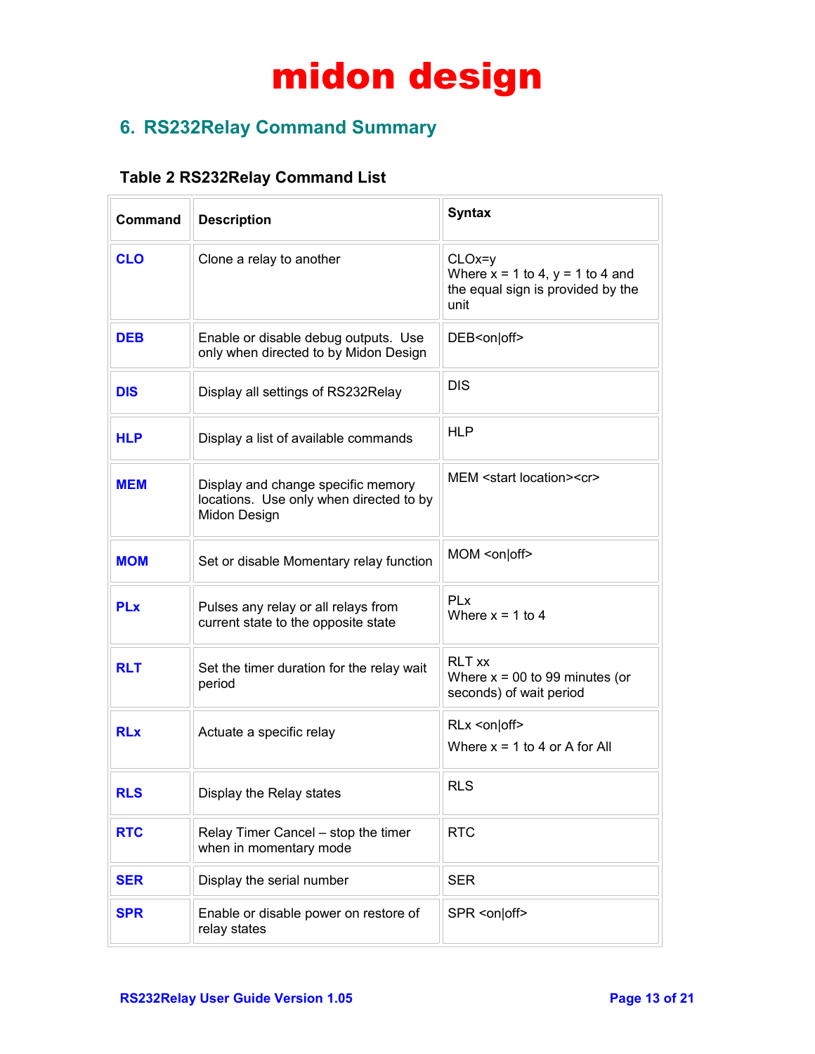# midon design

## 6. RS232Relay Command Summary

### Table 2 RS232Relay Command List

| Command | Description | Syntax |
|---|---|---|
| **CLO** | Clone a relay to another | CLOx=y<br>Where x = 1 to 4, y = 1 to 4 and the equal sign is provided by the unit |
| **DEB** | Enable or disable debug outputs. Use only when directed to by Midon Design | DEB<on\|off> |
| **DIS** | Display all settings of RS232Relay | DIS |
| **HLP** | Display a list of available commands | HLP |
| **MEM** | Display and change specific memory locations. Use only when directed to by Midon Design | MEM <start location><cr> |
| **MOM** | Set or disable Momentary relay function | MOM <on\|off> |
| **PLx** | Pulses any relay or all relays from current state to the opposite state | PLx<br>Where x = 1 to 4 |
| **RLT** | Set the timer duration for the relay wait period | RLT xx<br>Where x = 00 to 99 minutes (or seconds) of wait period |
| **RLx** | Actuate a specific relay | RLx <on\|off><br>Where x = 1 to 4 or A for All |
| **RLS** | Display the Relay states | RLS |
| **RTC** | Relay Timer Cancel – stop the timer when in momentary mode | RTC |
| **SER** | Display the serial number | SER |
| **SPR** | Enable or disable power on restore of relay states | SPR <on\|off> |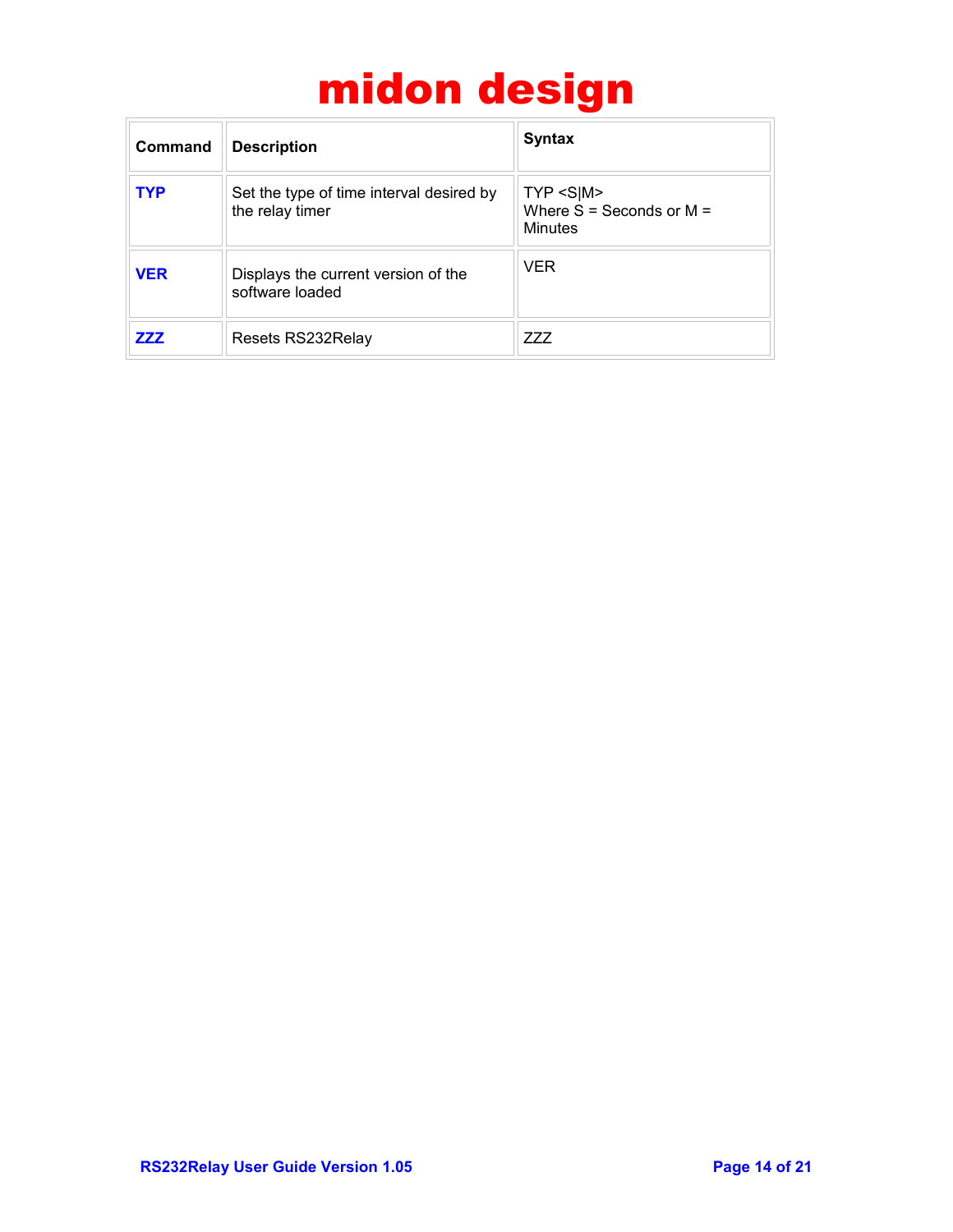| Command | Description | Syntax |
| --- | --- | --- |
| **TYP** | Set the type of time interval desired by the relay timer | TYP <S\|M><br>Where S = Seconds or M = Minutes |
| **VER** | Displays the current version of the software loaded | VER |
| **ZZZ** | Resets RS232Relay | ZZZ |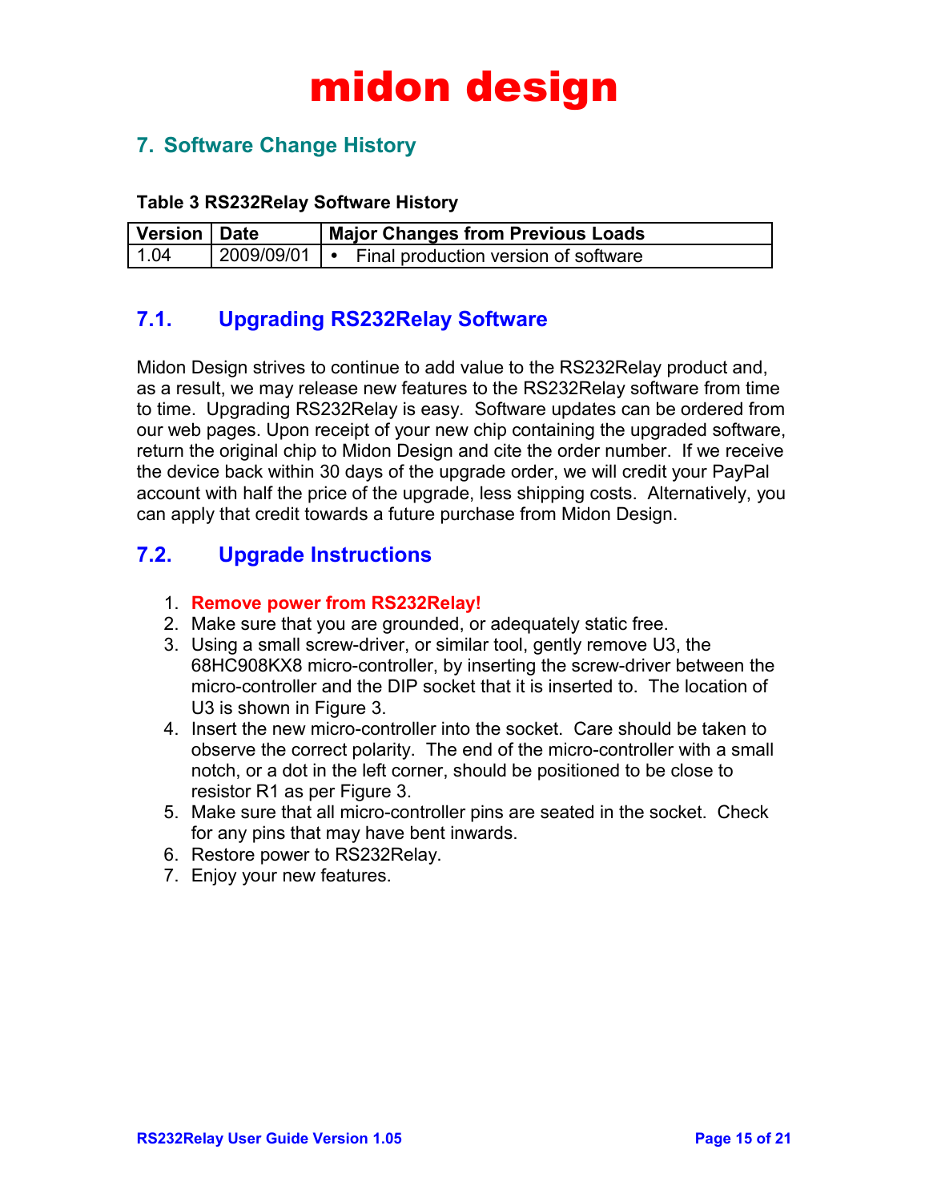# midon design

## 7. Software Change History

**Table 3 RS232Relay Software History**

| Version | Date | Major Changes from Previous Loads |
|---|---|---|
| 1.04 | 2009/09/01 | • Final production version of software |

### 7.1. Upgrading RS232Relay Software

Midon Design strives to continue to add value to the RS232Relay product and, as a result, we may release new features to the RS232Relay software from time to time. Upgrading RS232Relay is easy. Software updates can be ordered from our web pages. Upon receipt of your new chip containing the upgraded software, return the original chip to Midon Design and cite the order number. If we receive the device back within 30 days of the upgrade order, we will credit your PayPal account with half the price of the upgrade, less shipping costs. Alternatively, you can apply that credit towards a future purchase from Midon Design.

### 7.2. Upgrade Instructions

1. **Remove power from RS232Relay!**
2. Make sure that you are grounded, or adequately static free.
3. Using a small screw-driver, or similar tool, gently remove U3, the 68HC908KX8 micro-controller, by inserting the screw-driver between the micro-controller and the DIP socket that it is inserted to. The location of U3 is shown in Figure 3.
4. Insert the new micro-controller into the socket. Care should be taken to observe the correct polarity. The end of the micro-controller with a small notch, or a dot in the left corner, should be positioned to be close to resistor R1 as per Figure 3.
5. Make sure that all micro-controller pins are seated in the socket. Check for any pins that may have bent inwards.
6. Restore power to RS232Relay.
7. Enjoy your new features.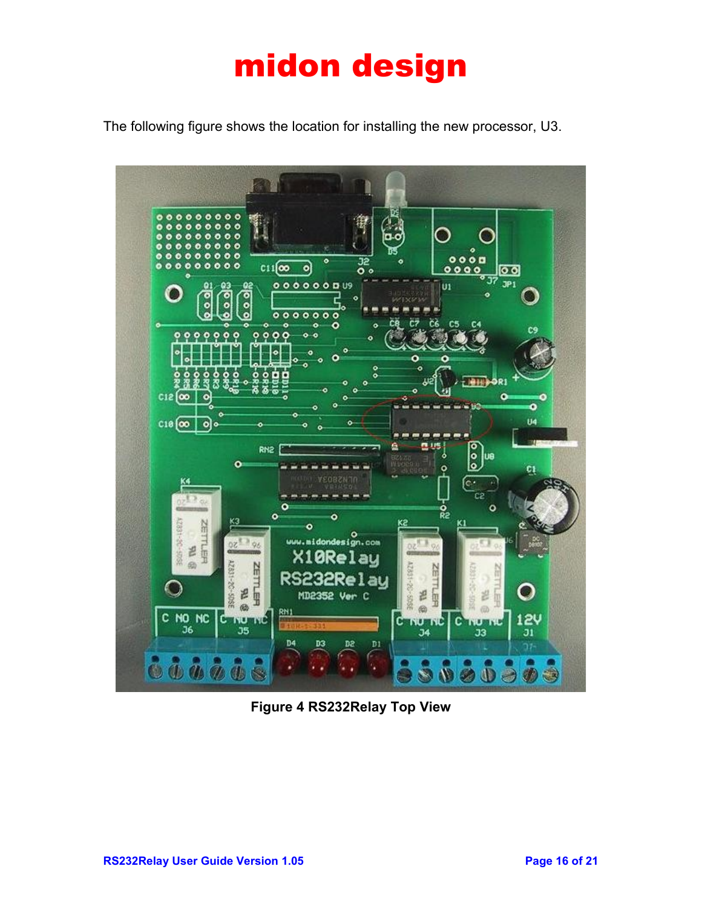The following figure shows the location for installing the new processor, U3.

**Figure 4 RS232Relay Top View**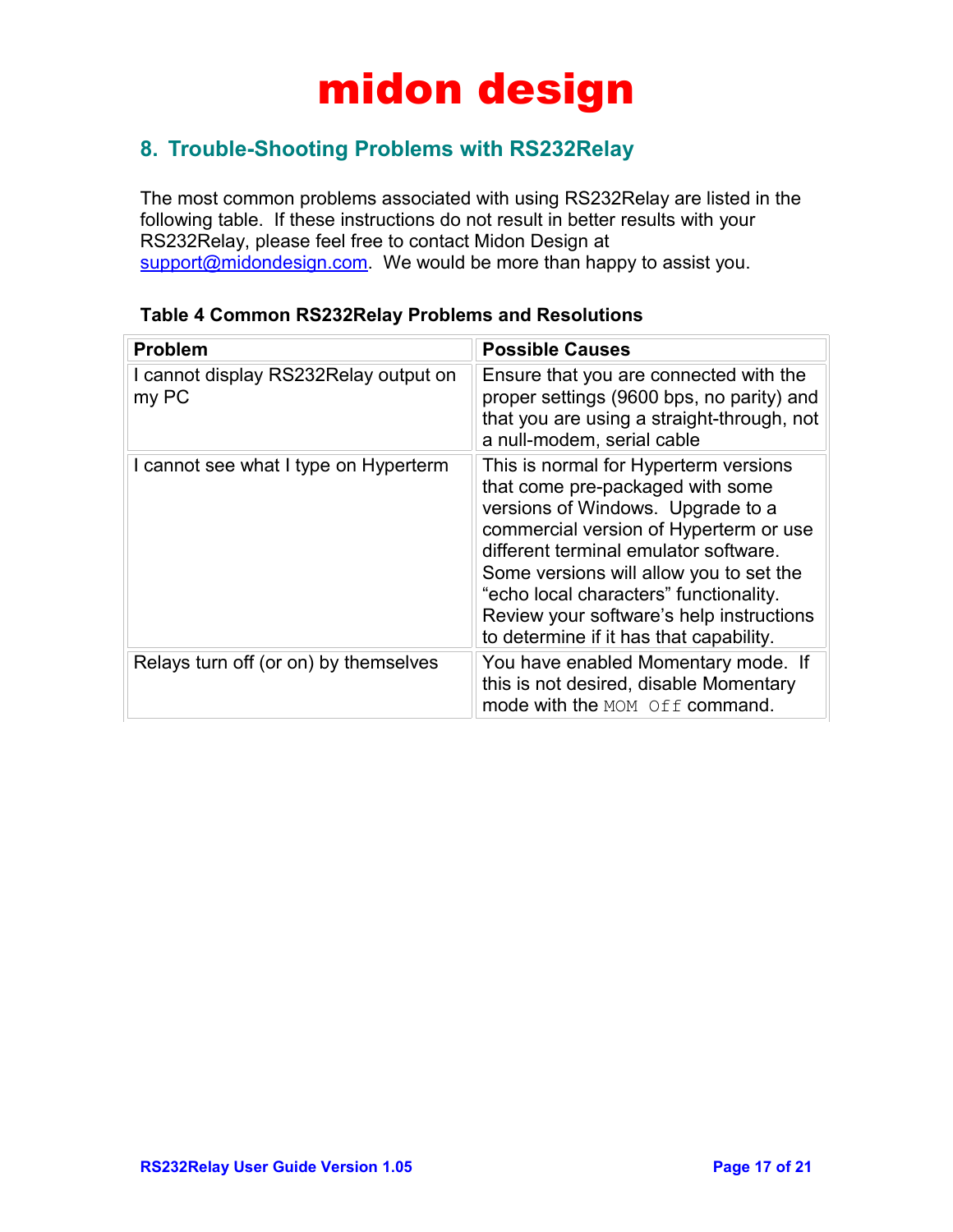## 8. Trouble-Shooting Problems with RS232Relay

The most common problems associated with using RS232Relay are listed in the following table. If these instructions do not result in better results with your RS232Relay, please feel free to contact Midon Design at support@midondesign.com. We would be more than happy to assist you.

**Table 4 Common RS232Relay Problems and Resolutions**

| Problem | Possible Causes |
| --- | --- |
| I cannot display RS232Relay output on my PC | Ensure that you are connected with the proper settings (9600 bps, no parity) and that you are using a straight-through, not a null-modem, serial cable |
| I cannot see what I type on Hyperterm | This is normal for Hyperterm versions that come pre-packaged with some versions of Windows. Upgrade to a commercial version of Hyperterm or use different terminal emulator software. Some versions will allow you to set the “echo local characters” functionality. Review your software’s help instructions to determine if it has that capability. |
| Relays turn off (or on) by themselves | You have enabled Momentary mode. If this is not desired, disable Momentary mode with the `MOM Off` command. |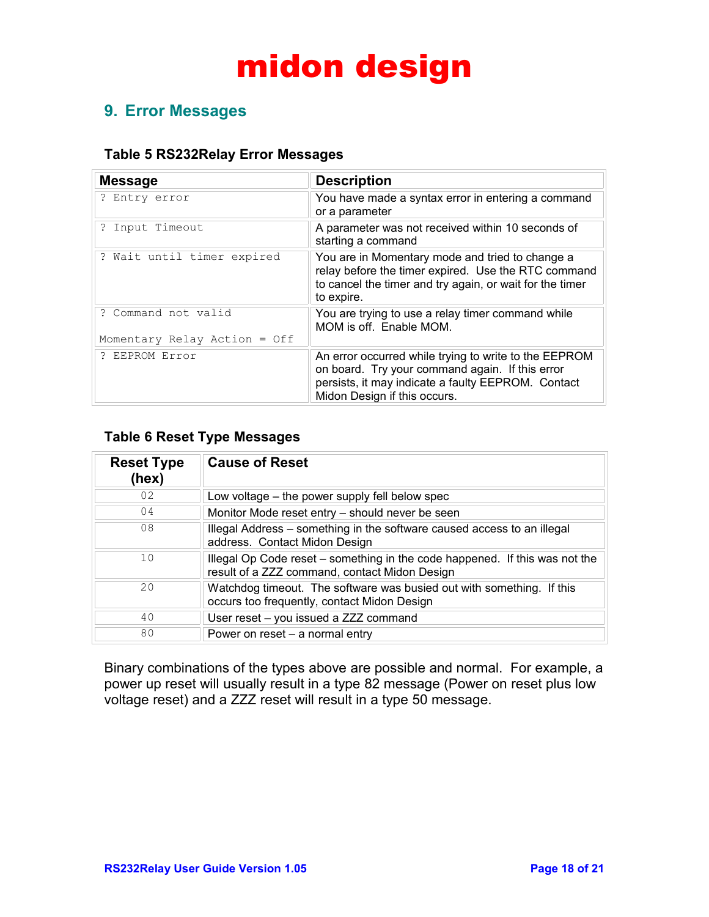## 9. Error Messages

### Table 5 RS232Relay Error Messages

| Message | Description |
|---|---|
| `? Entry error` | You have made a syntax error in entering a command or a parameter |
| `? Input Timeout` | A parameter was not received within 10 seconds of starting a command |
| `? Wait until timer expired` | You are in Momentary mode and tried to change a relay before the timer expired. Use the RTC command to cancel the timer and try again, or wait for the timer to expire. |
| `? Command not valid`<br><br>`Momentary Relay Action = Off` | You are trying to use a relay timer command while MOM is off. Enable MOM. |
| `? EEPROM Error` | An error occurred while trying to write to the EEPROM on board. Try your command again. If this error persists, it may indicate a faulty EEPROM. Contact Midon Design if this occurs. |

### Table 6 Reset Type Messages

| Reset Type (hex) | Cause of Reset |
|---|---|
| 02 | Low voltage – the power supply fell below spec |
| 04 | Monitor Mode reset entry – should never be seen |
| 08 | Illegal Address – something in the software caused access to an illegal address. Contact Midon Design |
| 10 | Illegal Op Code reset – something in the code happened. If this was not the result of a ZZZ command, contact Midon Design |
| 20 | Watchdog timeout. The software was busied out with something. If this occurs too frequently, contact Midon Design |
| 40 | User reset – you issued a ZZZ command |
| 80 | Power on reset – a normal entry |

Binary combinations of the types above are possible and normal. For example, a power up reset will usually result in a type 82 message (Power on reset plus low voltage reset) and a ZZZ reset will result in a type 50 message.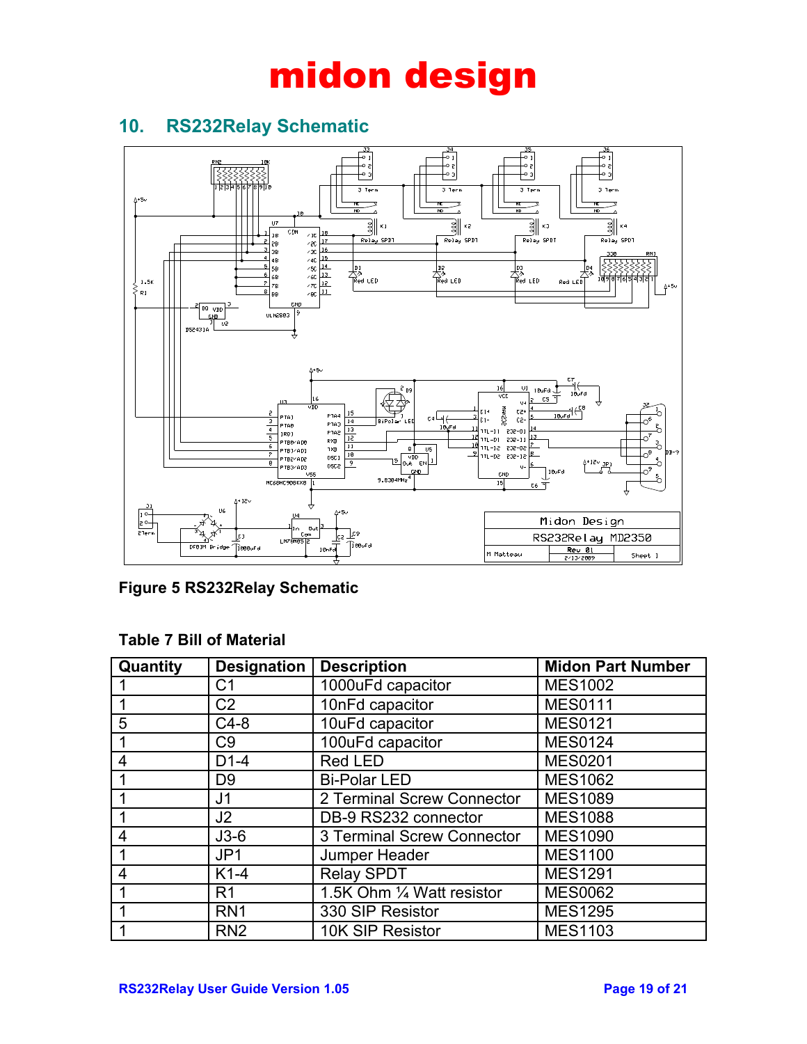# midon design

## 10. RS232Relay Schematic

**Figure 5 RS232Relay Schematic**

**Table 7 Bill of Material**

| Quantity | Designation | Description | Midon Part Number |
|---|---|---|---|
| 1 | C1 | 1000uFd capacitor | MES1002 |
| 1 | C2 | 10nFd capacitor | MES0111 |
| 5 | C4-8 | 10uFd capacitor | MES0121 |
| 1 | C9 | 100uFd capacitor | MES0124 |
| 4 | D1-4 | Red LED | MES0201 |
| 1 | D9 | Bi-Polar LED | MES1062 |
| 1 | J1 | 2 Terminal Screw Connector | MES1089 |
| 1 | J2 | DB-9 RS232 connector | MES1088 |
| 4 | J3-6 | 3 Terminal Screw Connector | MES1090 |
| 1 | JP1 | Jumper Header | MES1100 |
| 4 | K1-4 | Relay SPDT | MES1291 |
| 1 | R1 | 1.5K Ohm ¼ Watt resistor | MES0062 |
| 1 | RN1 | 330 SIP Resistor | MES1295 |
| 1 | RN2 | 10K SIP Resistor | MES1103 |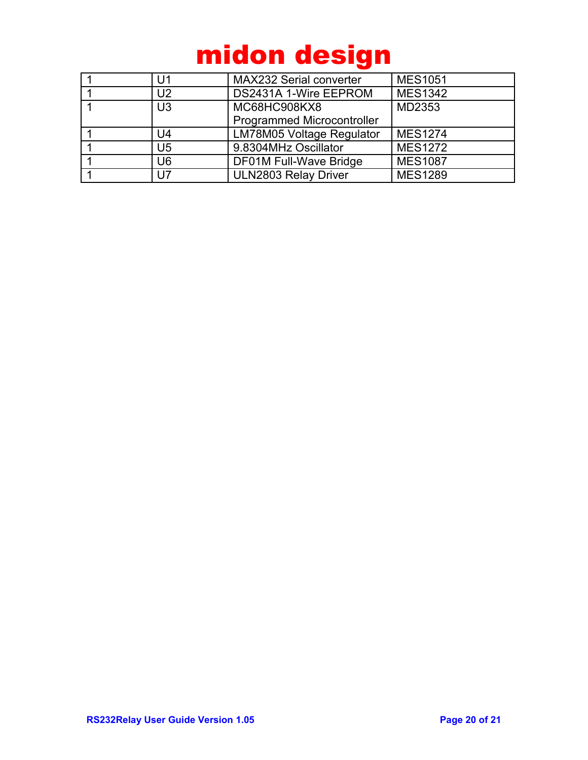| 1 | U1 | MAX232 Serial converter | MES1051 |
|---|---|---|---|
| 1 | U2 | DS2431A 1-Wire EEPROM | MES1342 |
| 1 | U3 | MC68HC908KX8 Programmed Microcontroller | MD2353 |
| 1 | U4 | LM78M05 Voltage Regulator | MES1274 |
| 1 | U5 | 9.8304MHz Oscillator | MES1272 |
| 1 | U6 | DF01M Full-Wave Bridge | MES1087 |
| 1 | U7 | ULN2803 Relay Driver | MES1289 |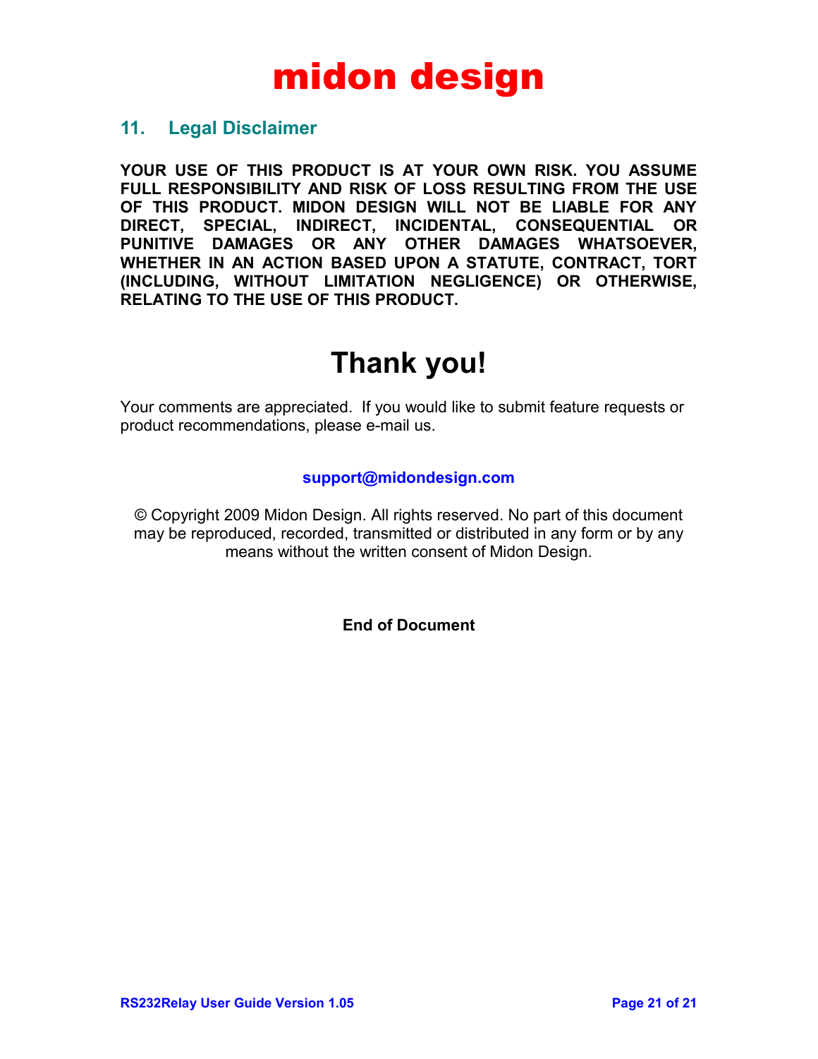# midon design

## 11. Legal Disclaimer

**YOUR USE OF THIS PRODUCT IS AT YOUR OWN RISK. YOU ASSUME FULL RESPONSIBILITY AND RISK OF LOSS RESULTING FROM THE USE OF THIS PRODUCT. MIDON DESIGN WILL NOT BE LIABLE FOR ANY DIRECT, SPECIAL, INDIRECT, INCIDENTAL, CONSEQUENTIAL OR PUNITIVE DAMAGES OR ANY OTHER DAMAGES WHATSOEVER, WHETHER IN AN ACTION BASED UPON A STATUTE, CONTRACT, TORT (INCLUDING, WITHOUT LIMITATION NEGLIGENCE) OR OTHERWISE, RELATING TO THE USE OF THIS PRODUCT.**

# Thank you!

Your comments are appreciated. If you would like to submit feature requests or product recommendations, please e-mail us.

**support@midondesign.com**

© Copyright 2009 Midon Design. All rights reserved. No part of this document may be reproduced, recorded, transmitted or distributed in any form or by any means without the written consent of Midon Design.

**End of Document**